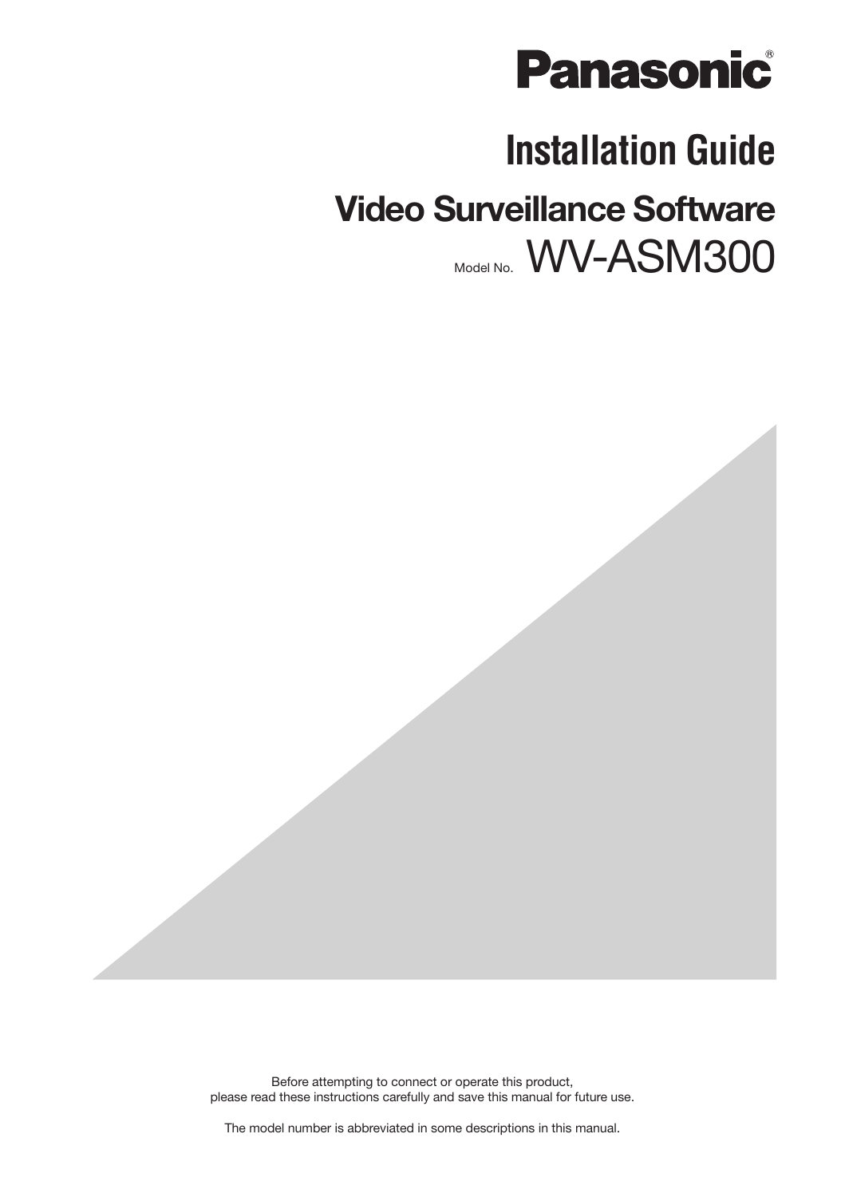Panasonic®

# Installation Guide

## Video Surveillance Software

Model No. WV-ASM300

Before attempting to connect or operate this product,
please read these instructions carefully and save this manual for future use.

The model number is abbreviated in some descriptions in this manual.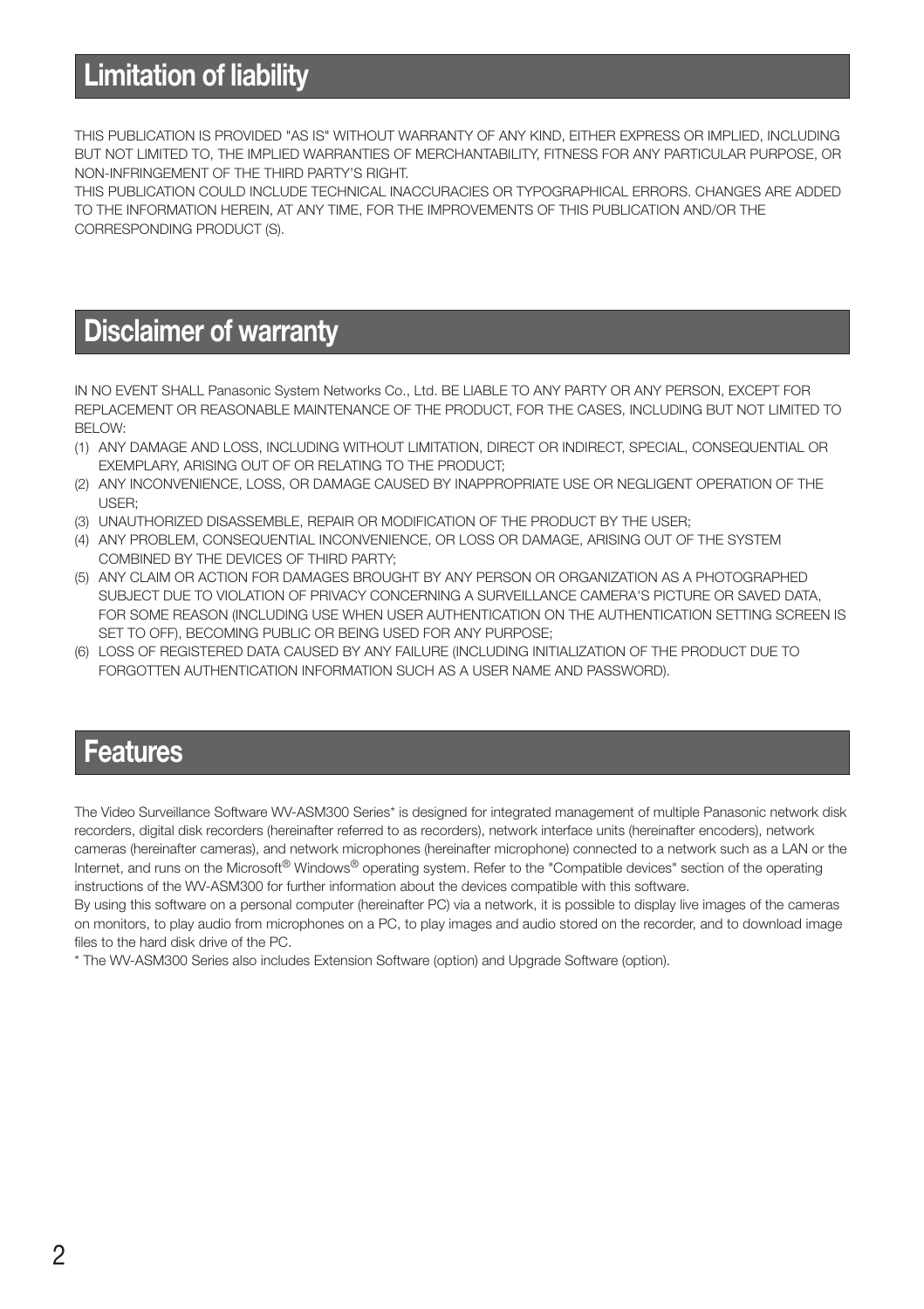## Limitation of liability

THIS PUBLICATION IS PROVIDED "AS IS" WITHOUT WARRANTY OF ANY KIND, EITHER EXPRESS OR IMPLIED, INCLUDING BUT NOT LIMITED TO, THE IMPLIED WARRANTIES OF MERCHANTABILITY, FITNESS FOR ANY PARTICULAR PURPOSE, OR NON-INFRINGEMENT OF THE THIRD PARTY'S RIGHT.
THIS PUBLICATION COULD INCLUDE TECHNICAL INACCURACIES OR TYPOGRAPHICAL ERRORS. CHANGES ARE ADDED TO THE INFORMATION HEREIN, AT ANY TIME, FOR THE IMPROVEMENTS OF THIS PUBLICATION AND/OR THE CORRESPONDING PRODUCT (S).

## Disclaimer of warranty

IN NO EVENT SHALL Panasonic System Networks Co., Ltd. BE LIABLE TO ANY PARTY OR ANY PERSON, EXCEPT FOR REPLACEMENT OR REASONABLE MAINTENANCE OF THE PRODUCT, FOR THE CASES, INCLUDING BUT NOT LIMITED TO BELOW:

(1) ANY DAMAGE AND LOSS, INCLUDING WITHOUT LIMITATION, DIRECT OR INDIRECT, SPECIAL, CONSEQUENTIAL OR EXEMPLARY, ARISING OUT OF OR RELATING TO THE PRODUCT;
(2) ANY INCONVENIENCE, LOSS, OR DAMAGE CAUSED BY INAPPROPRIATE USE OR NEGLIGENT OPERATION OF THE USER;
(3) UNAUTHORIZED DISASSEMBLE, REPAIR OR MODIFICATION OF THE PRODUCT BY THE USER;
(4) ANY PROBLEM, CONSEQUENTIAL INCONVENIENCE, OR LOSS OR DAMAGE, ARISING OUT OF THE SYSTEM COMBINED BY THE DEVICES OF THIRD PARTY;
(5) ANY CLAIM OR ACTION FOR DAMAGES BROUGHT BY ANY PERSON OR ORGANIZATION AS A PHOTOGRAPHED SUBJECT DUE TO VIOLATION OF PRIVACY CONCERNING A SURVEILLANCE CAMERA'S PICTURE OR SAVED DATA, FOR SOME REASON (INCLUDING USE WHEN USER AUTHENTICATION ON THE AUTHENTICATION SETTING SCREEN IS SET TO OFF), BECOMING PUBLIC OR BEING USED FOR ANY PURPOSE;
(6) LOSS OF REGISTERED DATA CAUSED BY ANY FAILURE (INCLUDING INITIALIZATION OF THE PRODUCT DUE TO FORGOTTEN AUTHENTICATION INFORMATION SUCH AS A USER NAME AND PASSWORD).

## Features

The Video Surveillance Software WV-ASM300 Series* is designed for integrated management of multiple Panasonic network disk recorders, digital disk recorders (hereinafter referred to as recorders), network interface units (hereinafter encoders), network cameras (hereinafter cameras), and network microphones (hereinafter microphone) connected to a network such as a LAN or the Internet, and runs on the Microsoft® Windows® operating system. Refer to the "Compatible devices" section of the operating instructions of the WV-ASM300 for further information about the devices compatible with this software.
By using this software on a personal computer (hereinafter PC) via a network, it is possible to display live images of the cameras on monitors, to play audio from microphones on a PC, to play images and audio stored on the recorder, and to download image files to the hard disk drive of the PC.

* The WV-ASM300 Series also includes Extension Software (option) and Upgrade Software (option).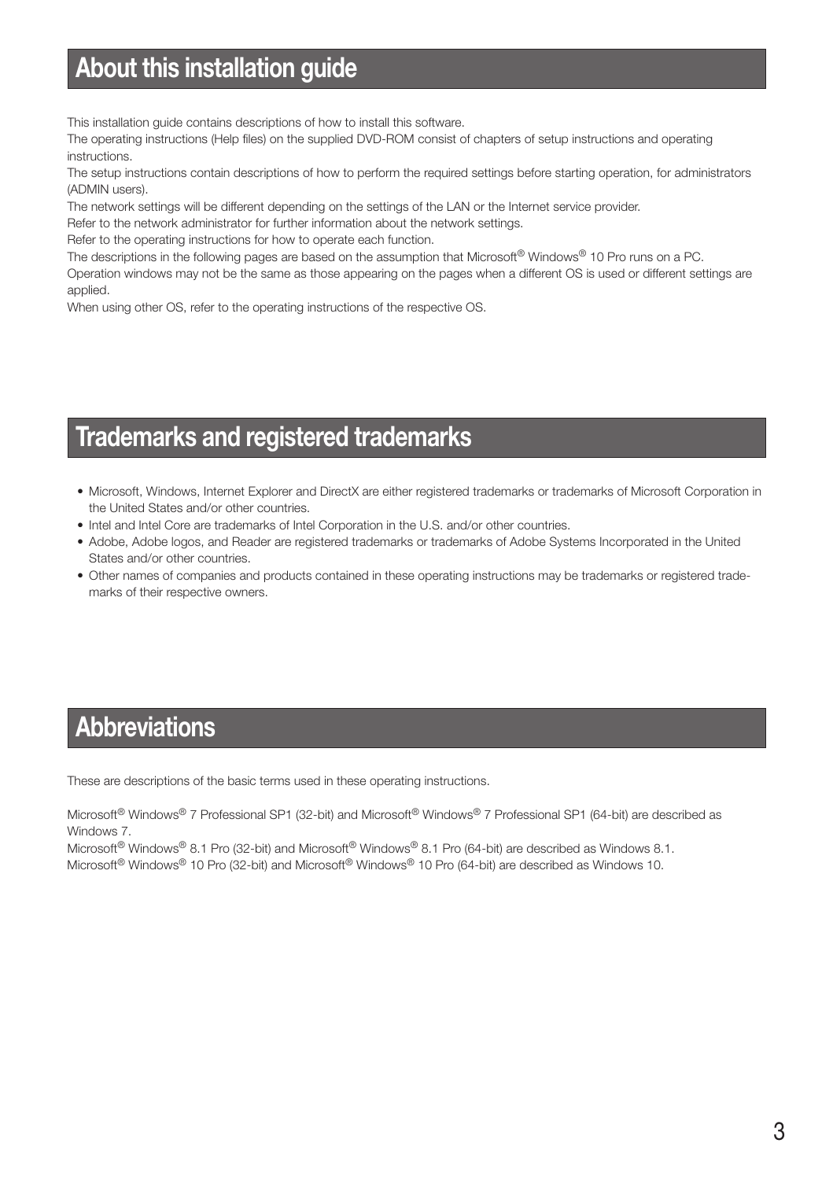# About this installation guide

This installation guide contains descriptions of how to install this software.
The operating instructions (Help files) on the supplied DVD-ROM consist of chapters of setup instructions and operating instructions.
The setup instructions contain descriptions of how to perform the required settings before starting operation, for administrators (ADMIN users).
The network settings will be different depending on the settings of the LAN or the Internet service provider.
Refer to the network administrator for further information about the network settings.
Refer to the operating instructions for how to operate each function.
The descriptions in the following pages are based on the assumption that Microsoft® Windows® 10 Pro runs on a PC.
Operation windows may not be the same as those appearing on the pages when a different OS is used or different settings are applied.
When using other OS, refer to the operating instructions of the respective OS.

# Trademarks and registered trademarks

- Microsoft, Windows, Internet Explorer and DirectX are either registered trademarks or trademarks of Microsoft Corporation in the United States and/or other countries.
- Intel and Intel Core are trademarks of Intel Corporation in the U.S. and/or other countries.
- Adobe, Adobe logos, and Reader are registered trademarks or trademarks of Adobe Systems Incorporated in the United States and/or other countries.
- Other names of companies and products contained in these operating instructions may be trademarks or registered trademarks of their respective owners.

# Abbreviations

These are descriptions of the basic terms used in these operating instructions.

Microsoft® Windows® 7 Professional SP1 (32-bit) and Microsoft® Windows® 7 Professional SP1 (64-bit) are described as Windows 7.
Microsoft® Windows® 8.1 Pro (32-bit) and Microsoft® Windows® 8.1 Pro (64-bit) are described as Windows 8.1.
Microsoft® Windows® 10 Pro (32-bit) and Microsoft® Windows® 10 Pro (64-bit) are described as Windows 10.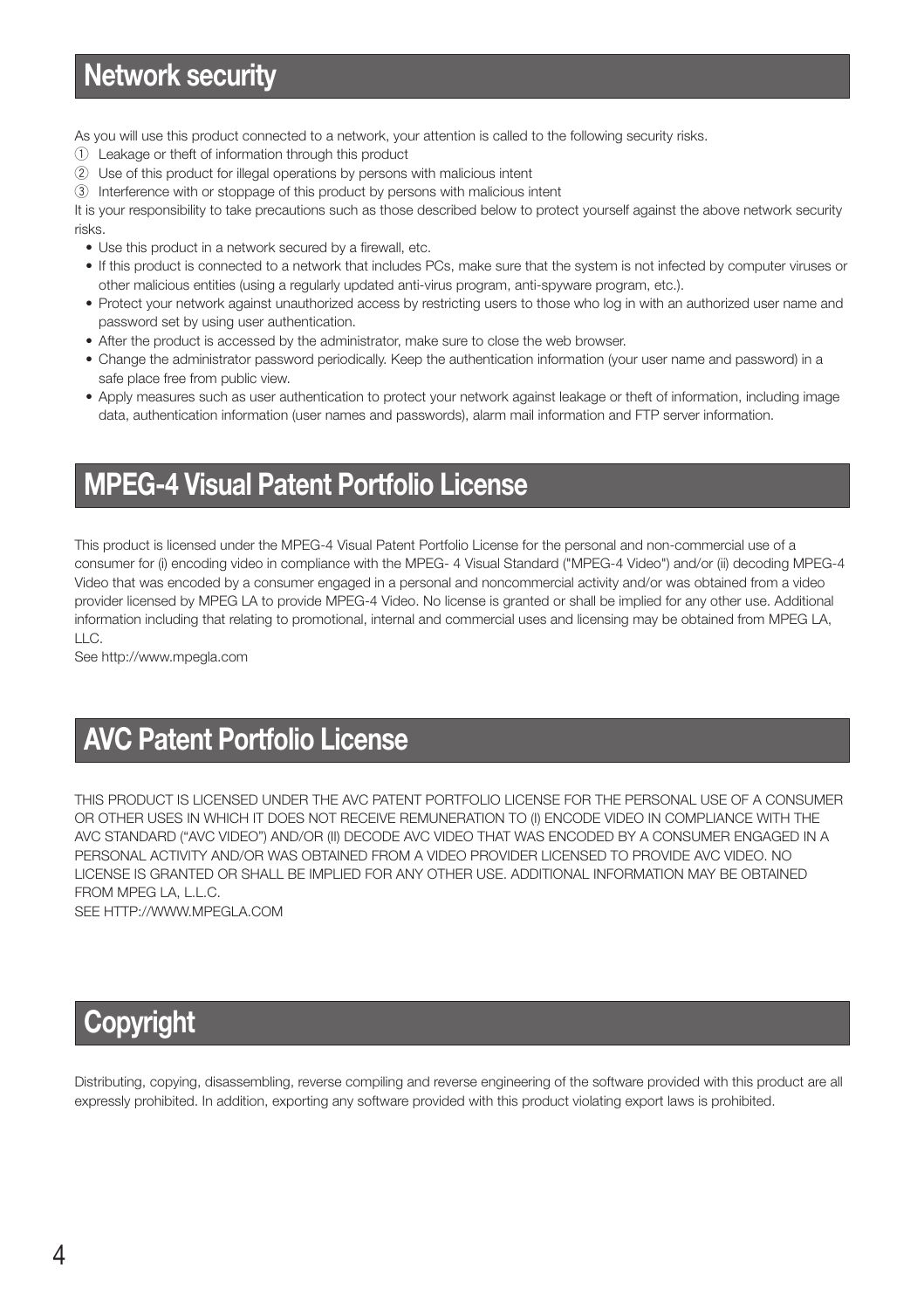## Network security

As you will use this product connected to a network, your attention is called to the following security risks.

① Leakage or theft of information through this product
② Use of this product for illegal operations by persons with malicious intent
③ Interference with or stoppage of this product by persons with malicious intent

It is your responsibility to take precautions such as those described below to protect yourself against the above network security risks.

- Use this product in a network secured by a firewall, etc.
- If this product is connected to a network that includes PCs, make sure that the system is not infected by computer viruses or other malicious entities (using a regularly updated anti-virus program, anti-spyware program, etc.).
- Protect your network against unauthorized access by restricting users to those who log in with an authorized user name and password set by using user authentication.
- After the product is accessed by the administrator, make sure to close the web browser.
- Change the administrator password periodically. Keep the authentication information (your user name and password) in a safe place free from public view.
- Apply measures such as user authentication to protect your network against leakage or theft of information, including image data, authentication information (user names and passwords), alarm mail information and FTP server information.

## MPEG-4 Visual Patent Portfolio License

This product is licensed under the MPEG-4 Visual Patent Portfolio License for the personal and non-commercial use of a consumer for (i) encoding video in compliance with the MPEG- 4 Visual Standard ("MPEG-4 Video") and/or (ii) decoding MPEG-4 Video that was encoded by a consumer engaged in a personal and noncommercial activity and/or was obtained from a video provider licensed by MPEG LA to provide MPEG-4 Video. No license is granted or shall be implied for any other use. Additional information including that relating to promotional, internal and commercial uses and licensing may be obtained from MPEG LA, LLC.
See http://www.mpegla.com

## AVC Patent Portfolio License

THIS PRODUCT IS LICENSED UNDER THE AVC PATENT PORTFOLIO LICENSE FOR THE PERSONAL USE OF A CONSUMER OR OTHER USES IN WHICH IT DOES NOT RECEIVE REMUNERATION TO (I) ENCODE VIDEO IN COMPLIANCE WITH THE AVC STANDARD ("AVC VIDEO") AND/OR (II) DECODE AVC VIDEO THAT WAS ENCODED BY A CONSUMER ENGAGED IN A PERSONAL ACTIVITY AND/OR WAS OBTAINED FROM A VIDEO PROVIDER LICENSED TO PROVIDE AVC VIDEO. NO LICENSE IS GRANTED OR SHALL BE IMPLIED FOR ANY OTHER USE. ADDITIONAL INFORMATION MAY BE OBTAINED FROM MPEG LA, L.L.C.
SEE HTTP://WWW.MPEGLA.COM

## Copyright

Distributing, copying, disassembling, reverse compiling and reverse engineering of the software provided with this product are all expressly prohibited. In addition, exporting any software provided with this product violating export laws is prohibited.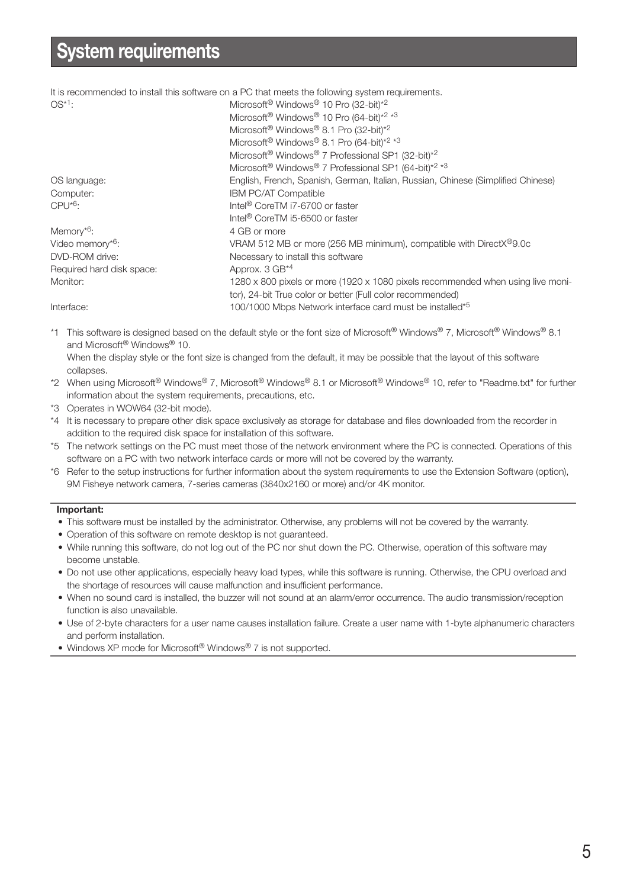# System requirements

It is recommended to install this software on a PC that meets the following system requirements.

| | |
|---|---|
| OS*1: | Microsoft® Windows® 10 Pro (32-bit)*2<br>Microsoft® Windows® 10 Pro (64-bit)*2 *3<br>Microsoft® Windows® 8.1 Pro (32-bit)*2<br>Microsoft® Windows® 8.1 Pro (64-bit)*2 *3<br>Microsoft® Windows® 7 Professional SP1 (32-bit)*2<br>Microsoft® Windows® 7 Professional SP1 (64-bit)*2 *3 |
| OS language: | English, French, Spanish, German, Italian, Russian, Chinese (Simplified Chinese) |
| Computer: | IBM PC/AT Compatible |
| CPU*6: | Intel® CoreTM i7-6700 or faster<br>Intel® CoreTM i5-6500 or faster |
| Memory*6: | 4 GB or more |
| Video memory*6: | VRAM 512 MB or more (256 MB minimum), compatible with DirectX®9.0c |
| DVD-ROM drive: | Necessary to install this software |
| Required hard disk space: | Approx. 3 GB*4 |
| Monitor: | 1280 x 800 pixels or more (1920 x 1080 pixels recommended when using live monitor), 24-bit True color or better (Full color recommended) |
| Interface: | 100/1000 Mbps Network interface card must be installed*5 |

*1 This software is designed based on the default style or the font size of Microsoft® Windows® 7, Microsoft® Windows® 8.1 and Microsoft® Windows® 10.
When the display style or the font size is changed from the default, it may be possible that the layout of this software collapses.

*2 When using Microsoft® Windows® 7, Microsoft® Windows® 8.1 or Microsoft® Windows® 10, refer to "Readme.txt" for further information about the system requirements, precautions, etc.

*3 Operates in WOW64 (32-bit mode).

*4 It is necessary to prepare other disk space exclusively as storage for database and files downloaded from the recorder in addition to the required disk space for installation of this software.

*5 The network settings on the PC must meet those of the network environment where the PC is connected. Operations of this software on a PC with two network interface cards or more will not be covered by the warranty.

*6 Refer to the setup instructions for further information about the system requirements to use the Extension Software (option), 9M Fisheye network camera, 7-series cameras (3840x2160 or more) and/or 4K monitor.

**Important:**

- This software must be installed by the administrator. Otherwise, any problems will not be covered by the warranty.
- Operation of this software on remote desktop is not guaranteed.
- While running this software, do not log out of the PC nor shut down the PC. Otherwise, operation of this software may become unstable.
- Do not use other applications, especially heavy load types, while this software is running. Otherwise, the CPU overload and the shortage of resources will cause malfunction and insufficient performance.
- When no sound card is installed, the buzzer will not sound at an alarm/error occurrence. The audio transmission/reception function is also unavailable.
- Use of 2-byte characters for a user name causes installation failure. Create a user name with 1-byte alphanumeric characters and perform installation.
- Windows XP mode for Microsoft® Windows® 7 is not supported.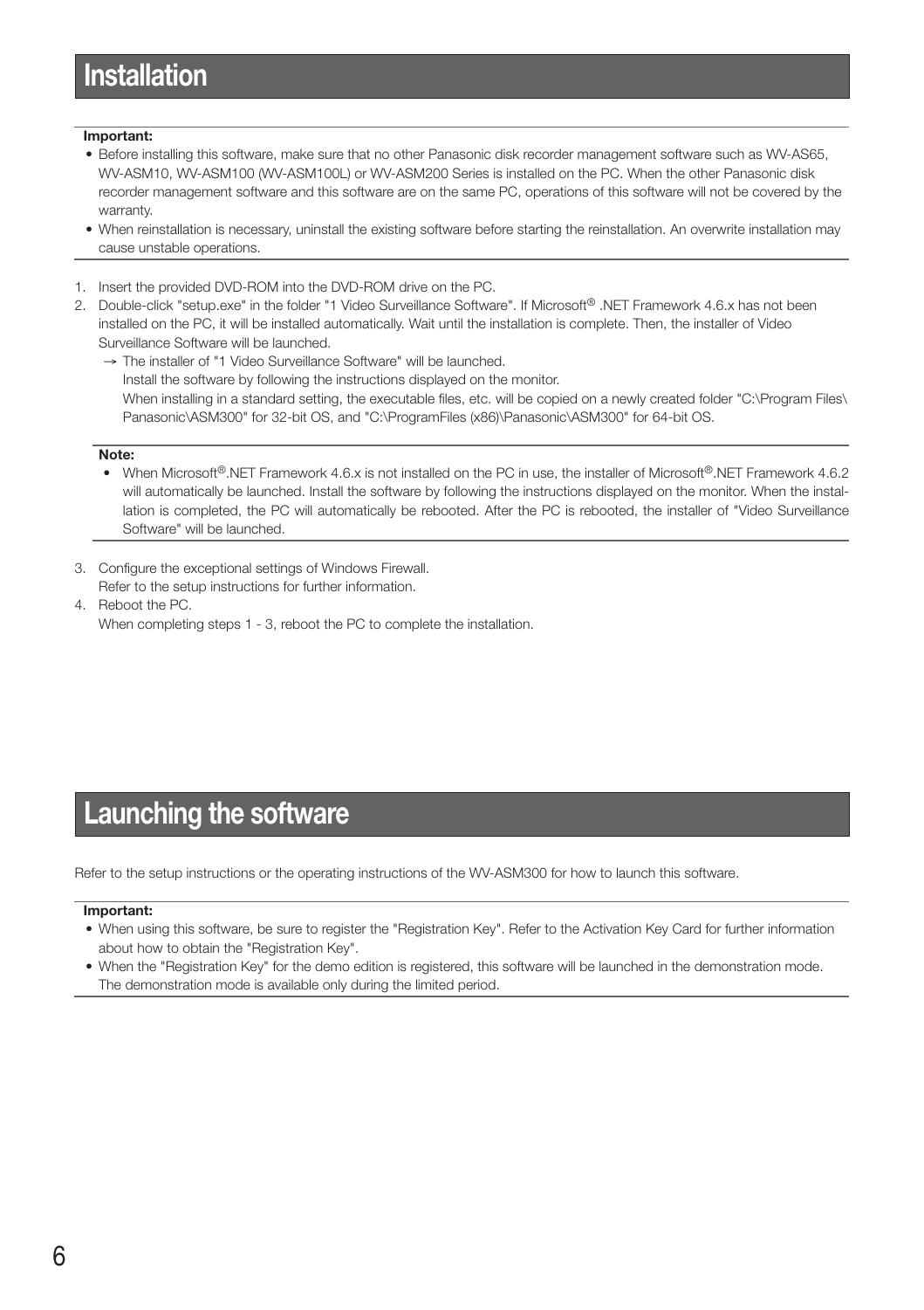# Installation

**Important:**

- Before installing this software, make sure that no other Panasonic disk recorder management software such as WV-AS65, WV-ASM10, WV-ASM100 (WV-ASM100L) or WV-ASM200 Series is installed on the PC. When the other Panasonic disk recorder management software and this software are on the same PC, operations of this software will not be covered by the warranty.
- When reinstallation is necessary, uninstall the existing software before starting the reinstallation. An overwrite installation may cause unstable operations.

1. Insert the provided DVD-ROM into the DVD-ROM drive on the PC.
2. Double-click "setup.exe" in the folder "1 Video Surveillance Software". If Microsoft® .NET Framework 4.6.x has not been installed on the PC, it will be installed automatically. Wait until the installation is complete. Then, the installer of Video Surveillance Software will be launched.
   → The installer of "1 Video Surveillance Software" will be launched.
   Install the software by following the instructions displayed on the monitor.
   When installing in a standard setting, the executable files, etc. will be copied on a newly created folder "C:\Program Files\Panasonic\ASM300" for 32-bit OS, and "C:\ProgramFiles (x86)\Panasonic\ASM300" for 64-bit OS.

   **Note:**

   - When Microsoft®.NET Framework 4.6.x is not installed on the PC in use, the installer of Microsoft®.NET Framework 4.6.2 will automatically be launched. Install the software by following the instructions displayed on the monitor. When the installation is completed, the PC will automatically be rebooted. After the PC is rebooted, the installer of "Video Surveillance Software" will be launched.

3. Configure the exceptional settings of Windows Firewall.
   Refer to the setup instructions for further information.
4. Reboot the PC.
   When completing steps 1 - 3, reboot the PC to complete the installation.

# Launching the software

Refer to the setup instructions or the operating instructions of the WV-ASM300 for how to launch this software.

**Important:**

- When using this software, be sure to register the "Registration Key". Refer to the Activation Key Card for further information about how to obtain the "Registration Key".
- When the "Registration Key" for the demo edition is registered, this software will be launched in the demonstration mode. The demonstration mode is available only during the limited period.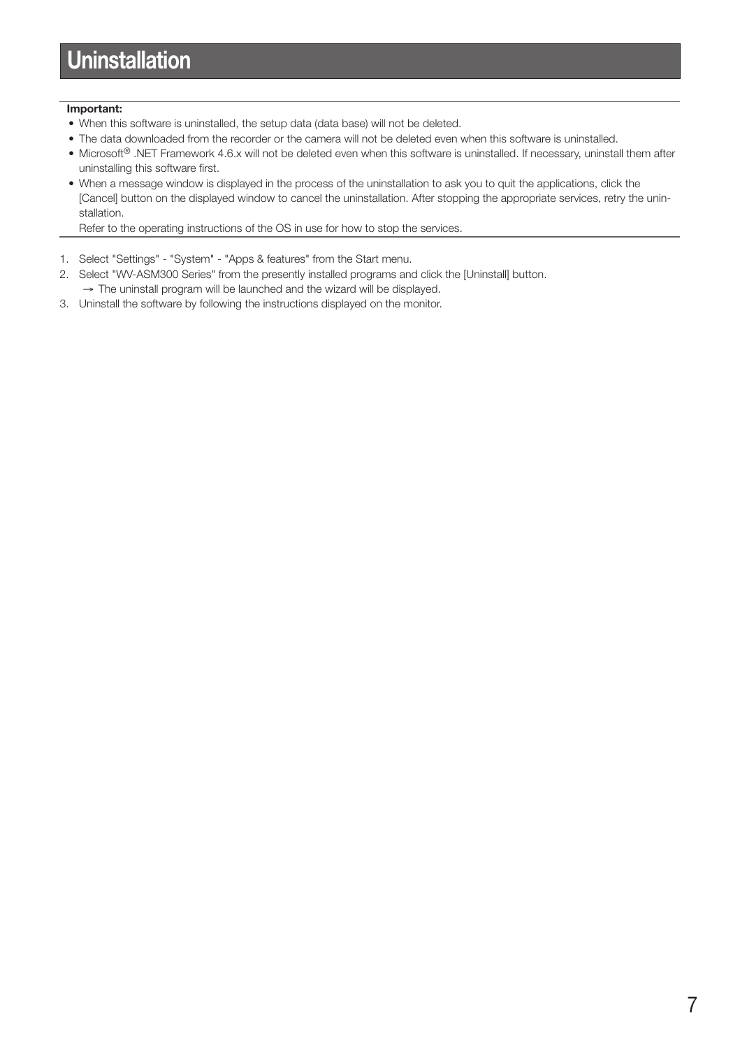# Uninstallation

**Important:**

- When this software is uninstalled, the setup data (data base) will not be deleted.
- The data downloaded from the recorder or the camera will not be deleted even when this software is uninstalled.
- Microsoft® .NET Framework 4.6.x will not be deleted even when this software is uninstalled. If necessary, uninstall them after uninstalling this software first.
- When a message window is displayed in the process of the uninstallation to ask you to quit the applications, click the [Cancel] button on the displayed window to cancel the uninstallation. After stopping the appropriate services, retry the uninstallation.

  Refer to the operating instructions of the OS in use for how to stop the services.

1. Select "Settings" - "System" - "Apps & features" from the Start menu.
2. Select "WV-ASM300 Series" from the presently installed programs and click the [Uninstall] button.
   → The uninstall program will be launched and the wizard will be displayed.
3. Uninstall the software by following the instructions displayed on the monitor.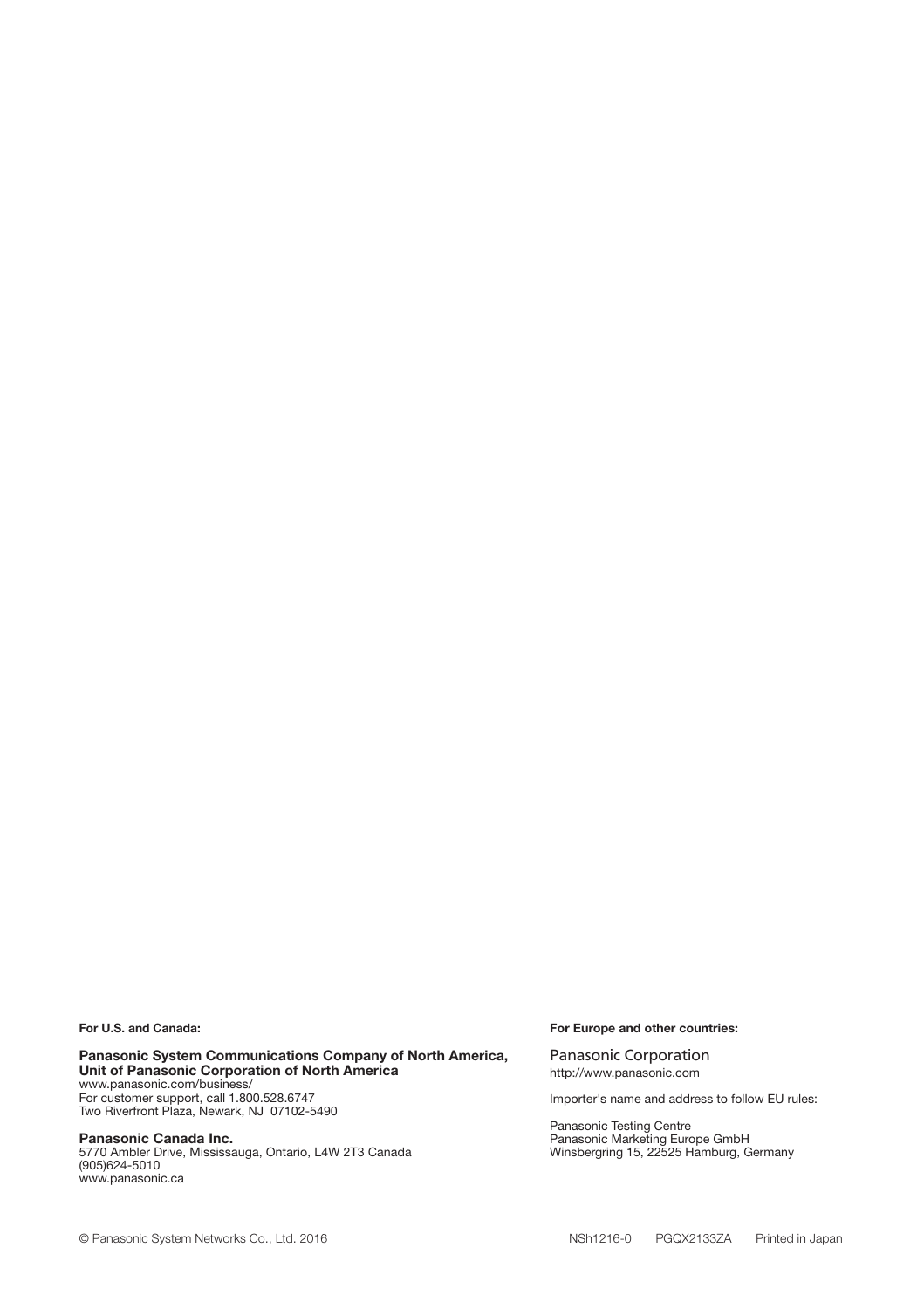**For U.S. and Canada:**

**Panasonic System Communications Company of North America, Unit of Panasonic Corporation of North America**
www.panasonic.com/business/
For customer support, call 1.800.528.6747
Two Riverfront Plaza, Newark, NJ 07102-5490

**Panasonic Canada Inc.**
5770 Ambler Drive, Mississauga, Ontario, L4W 2T3 Canada
(905)624-5010
www.panasonic.ca

**For Europe and other countries:**

Panasonic Corporation
http://www.panasonic.com

Importer's name and address to follow EU rules:

Panasonic Testing Centre
Panasonic Marketing Europe GmbH
Winsbergring 15, 22525 Hamburg, Germany

© Panasonic System Networks Co., Ltd. 2016

NSh1216-0 PGQX2133ZA Printed in Japan